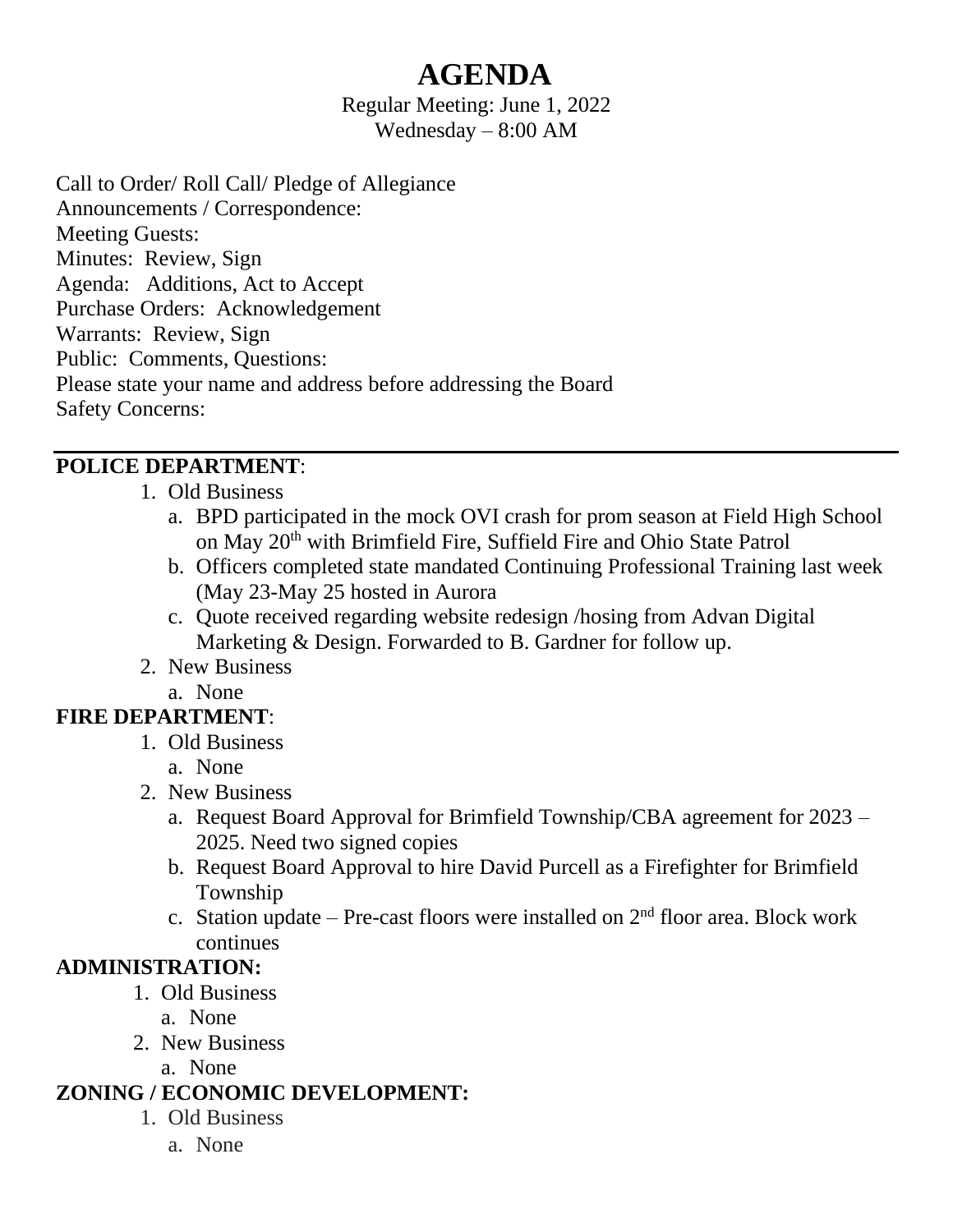# AGENDA

Regular Meeting: June 1, 2022
Wednesday – 8:00 AM

Call to Order/ Roll Call/ Pledge of Allegiance
Announcements / Correspondence:
Meeting Guests:
Minutes: Review, Sign
Agenda: Additions, Act to Accept
Purchase Orders: Acknowledgement
Warrants: Review, Sign
Public: Comments, Questions:
Please state your name and address before addressing the Board
Safety Concerns:

---

**POLICE DEPARTMENT**:

1. Old Business
   a. BPD participated in the mock OVI crash for prom season at Field High School on May 20th with Brimfield Fire, Suffield Fire and Ohio State Patrol
   b. Officers completed state mandated Continuing Professional Training last week (May 23-May 25 hosted in Aurora
   c. Quote received regarding website redesign /hosing from Advan Digital Marketing & Design. Forwarded to B. Gardner for follow up.
2. New Business
   a. None

**FIRE DEPARTMENT**:

1. Old Business
   a. None
2. New Business
   a. Request Board Approval for Brimfield Township/CBA agreement for 2023 – 2025. Need two signed copies
   b. Request Board Approval to hire David Purcell as a Firefighter for Brimfield Township
   c. Station update – Pre-cast floors were installed on 2nd floor area. Block work continues

**ADMINISTRATION:**

1. Old Business
   a. None
2. New Business
   a. None

**ZONING / ECONOMIC DEVELOPMENT:**

1. Old Business
   a. None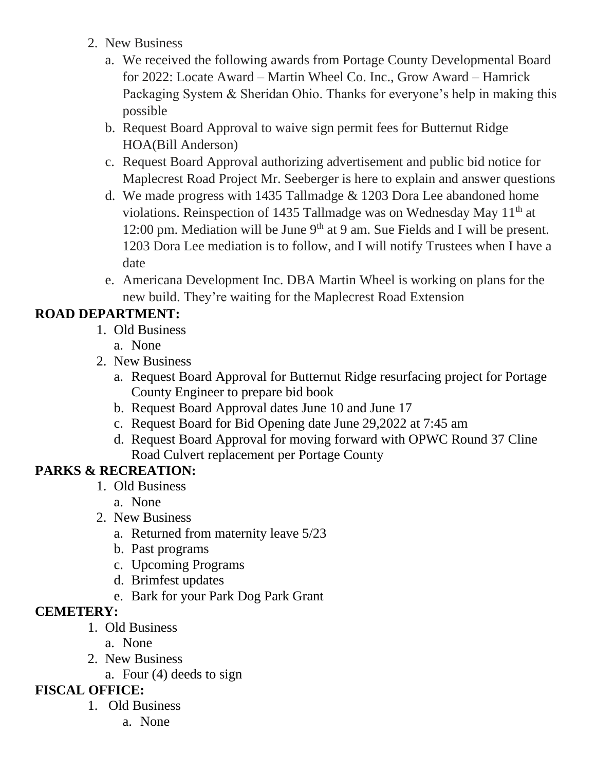2. New Business
   a. We received the following awards from Portage County Developmental Board for 2022: Locate Award – Martin Wheel Co. Inc., Grow Award – Hamrick Packaging System & Sheridan Ohio. Thanks for everyone's help in making this possible
   b. Request Board Approval to waive sign permit fees for Butternut Ridge HOA(Bill Anderson)
   c. Request Board Approval authorizing advertisement and public bid notice for Maplecrest Road Project Mr. Seeberger is here to explain and answer questions
   d. We made progress with 1435 Tallmadge & 1203 Dora Lee abandoned home violations. Reinspection of 1435 Tallmadge was on Wednesday May 11th at 12:00 pm. Mediation will be June 9th at 9 am. Sue Fields and I will be present. 1203 Dora Lee mediation is to follow, and I will notify Trustees when I have a date
   e. Americana Development Inc. DBA Martin Wheel is working on plans for the new build. They're waiting for the Maplecrest Road Extension

**ROAD DEPARTMENT:**

1. Old Business
   a. None
2. New Business
   a. Request Board Approval for Butternut Ridge resurfacing project for Portage County Engineer to prepare bid book
   b. Request Board Approval dates June 10 and June 17
   c. Request Board for Bid Opening date June 29,2022 at 7:45 am
   d. Request Board Approval for moving forward with OPWC Round 37 Cline Road Culvert replacement per Portage County

**PARKS & RECREATION:**

1. Old Business
   a. None
2. New Business
   a. Returned from maternity leave 5/23
   b. Past programs
   c. Upcoming Programs
   d. Brimfest updates
   e. Bark for your Park Dog Park Grant

**CEMETERY:**

1. Old Business
   a. None
2. New Business
   a. Four (4) deeds to sign

**FISCAL OFFICE:**

1. Old Business
   a. None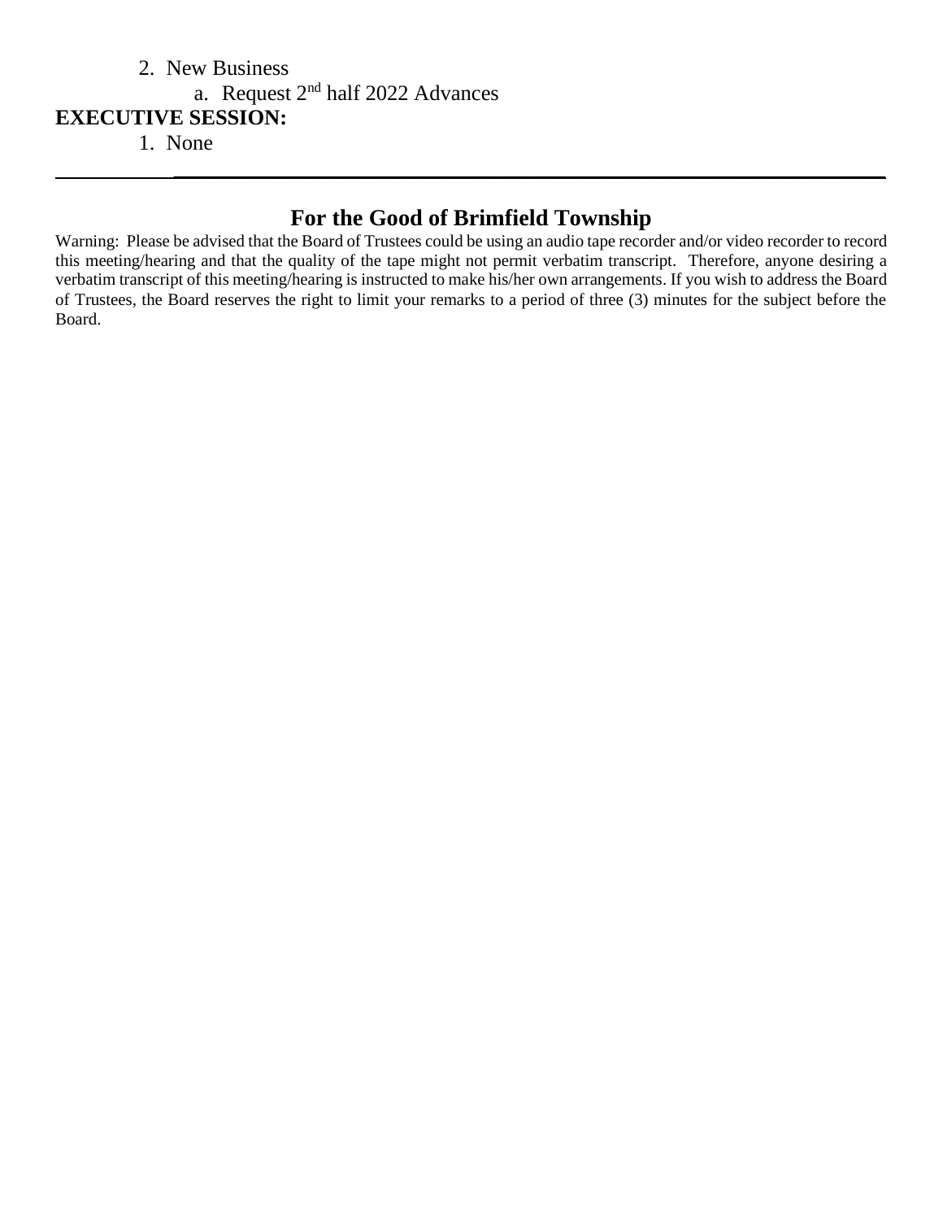2. New Business
    a. Request 2nd half 2022 Advances

**EXECUTIVE SESSION:**

1. None

---

## For the Good of Brimfield Township

Warning: Please be advised that the Board of Trustees could be using an audio tape recorder and/or video recorder to record this meeting/hearing and that the quality of the tape might not permit verbatim transcript. Therefore, anyone desiring a verbatim transcript of this meeting/hearing is instructed to make his/her own arrangements. If you wish to address the Board of Trustees, the Board reserves the right to limit your remarks to a period of three (3) minutes for the subject before the Board.